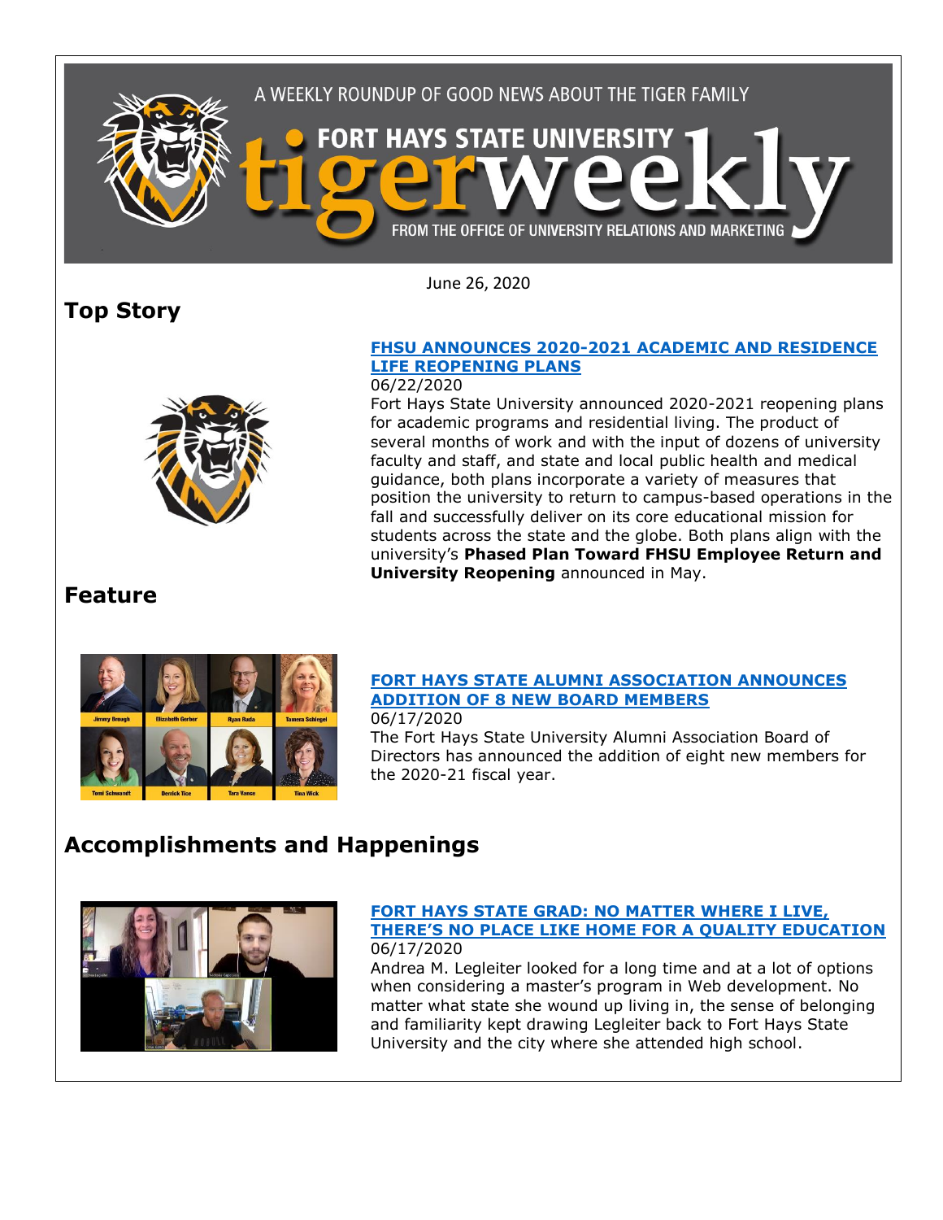A WEEKLY ROUNDUP OF GOOD NEWS ABOUT THE TIGER FAMILY

# FORT HAYS STATE UNIVERSITY tigerweekly

FROM THE OFFICE OF UNIVERSITY RELATIONS AND MARKETING

June 26, 2020

## Top Story

### FHSU ANNOUNCES 2020-2021 ACADEMIC AND RESIDENCE LIFE REOPENING PLANS

06/22/2020

Fort Hays State University announced 2020-2021 reopening plans for academic programs and residential living. The product of several months of work and with the input of dozens of university faculty and staff, and state and local public health and medical guidance, both plans incorporate a variety of measures that position the university to return to campus-based operations in the fall and successfully deliver on its core educational mission for students across the state and the globe. Both plans align with the university's **Phased Plan Toward FHSU Employee Return and University Reopening** announced in May.

## Feature

### FORT HAYS STATE ALUMNI ASSOCIATION ANNOUNCES ADDITION OF 8 NEW BOARD MEMBERS

06/17/2020

The Fort Hays State University Alumni Association Board of Directors has announced the addition of eight new members for the 2020-21 fiscal year.

## Accomplishments and Happenings

### FORT HAYS STATE GRAD: NO MATTER WHERE I LIVE, THERE'S NO PLACE LIKE HOME FOR A QUALITY EDUCATION

06/17/2020

Andrea M. Legleiter looked for a long time and at a lot of options when considering a master's program in Web development. No matter what state she wound up living in, the sense of belonging and familiarity kept drawing Legleiter back to Fort Hays State University and the city where she attended high school.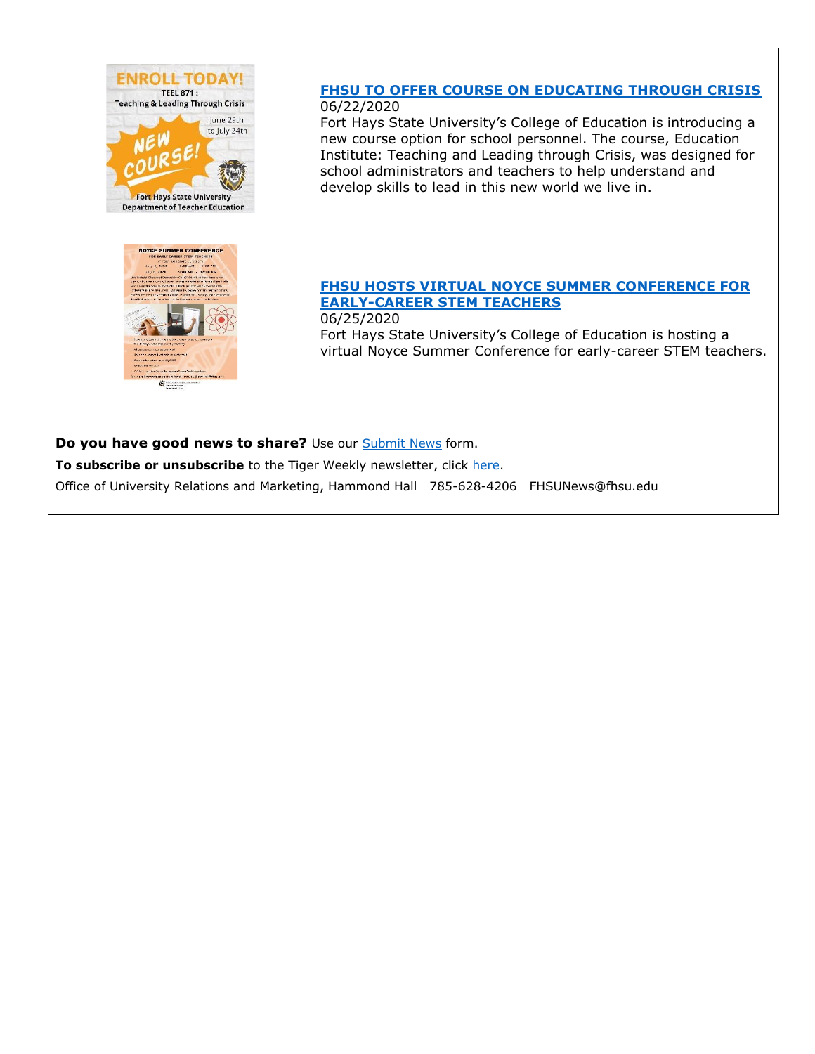### [FHSU TO OFFER COURSE ON EDUCATING THROUGH CRISIS]

06/22/2020

Fort Hays State University's College of Education is introducing a new course option for school personnel. The course, Education Institute: Teaching and Leading through Crisis, was designed for school administrators and teachers to help understand and develop skills to lead in this new world we live in.

### [FHSU HOSTS VIRTUAL NOYCE SUMMER CONFERENCE FOR EARLY-CAREER STEM TEACHERS]

06/25/2020

Fort Hays State University's College of Education is hosting a virtual Noyce Summer Conference for early-career STEM teachers.

**Do you have good news to share?** Use our Submit News form.

**To subscribe or unsubscribe** to the Tiger Weekly newsletter, click here.

Office of University Relations and Marketing, Hammond Hall 785-628-4206 FHSUNews@fhsu.edu